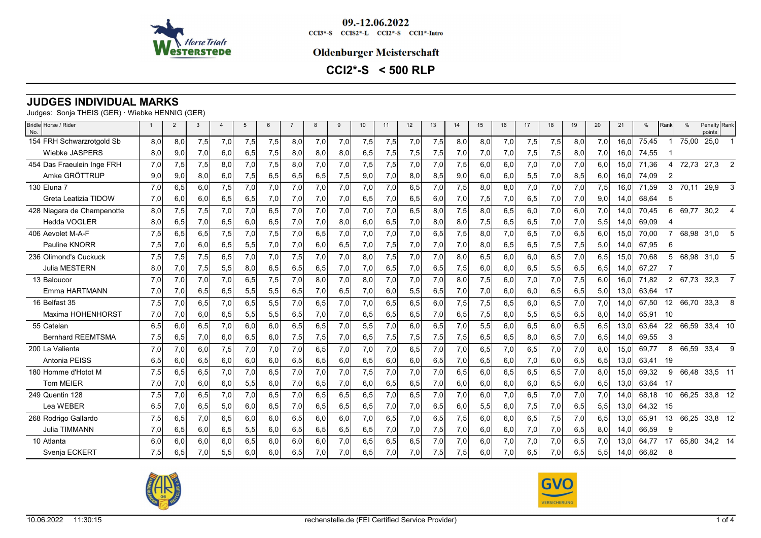09.-12.06.2022

CCI3*-S CCIS2*-L CCI2*-S CCI1*-Intro

**Oldenburger Meisterschaft**

## CCI2*-S < 500 RLP

## JUDGES INDIVIDUAL MARKS

Judges: Sonja THEIS (GER) · Wiebke HENNIG (GER)

| Bridle No. | Horse / Rider | 1 | 2 | 3 | 4 | 5 | 6 | 7 | 8 | 9 | 10 | 11 | 12 | 13 | 14 | 15 | 16 | 17 | 18 | 19 | 20 | 21 | % | Rank | % | Penalty points | Rank |
|---|---|---|---|---|---|---|---|---|---|---|---|---|---|---|---|---|---|---|---|---|---|---|---|---|---|---|---|
| 154 | FRH Schwarzrotgold Sb | 8,0 | 8,0 | 7,5 | 7,0 | 7,5 | 7,5 | 8,0 | 7,0 | 7,0 | 7,5 | 7,5 | 7,0 | 7,5 | 8,0 | 8,0 | 7,0 | 7,5 | 7,5 | 8,0 | 7,0 | 16,0 | 75,45 | 1 | 75,00 | 25,0 | 1 |
| | Wiebke JASPERS | 8,0 | 9,0 | 7,0 | 6,0 | 6,5 | 7,5 | 8,0 | 8,0 | 8,0 | 6,5 | 7,5 | 7,5 | 7,5 | 7,0 | 7,0 | 7,0 | 7,5 | 7,5 | 8,0 | 7,0 | 16,0 | 74,55 | 1 | | | |
| 454 | Das Fraeulein Inge FRH | 7,0 | 7,5 | 7,5 | 8,0 | 7,0 | 7,5 | 8,0 | 7,0 | 7,0 | 7,5 | 7,5 | 7,0 | 7,0 | 7,5 | 6,0 | 6,0 | 7,0 | 7,0 | 7,0 | 6,0 | 15,0 | 71,36 | 4 | 72,73 | 27,3 | 2 |
| | Amke GRÖTTRUP | 9,0 | 9,0 | 8,0 | 6,0 | 7,5 | 6,5 | 6,5 | 6,5 | 7,5 | 9,0 | 7,0 | 8,0 | 8,5 | 9,0 | 6,0 | 6,0 | 5,5 | 7,0 | 8,5 | 6,0 | 16,0 | 74,09 | 2 | | | |
| 130 | Eluna 7 | 7,0 | 6,5 | 6,0 | 7,5 | 7,0 | 7,0 | 7,0 | 7,0 | 7,0 | 7,0 | 7,0 | 6,5 | 7,0 | 7,5 | 8,0 | 8,0 | 7,0 | 7,0 | 7,0 | 7,5 | 16,0 | 71,59 | 3 | 70,11 | 29,9 | 3 |
| | Greta Leatizia TIDOW | 7,0 | 6,0 | 6,0 | 6,5 | 6,5 | 7,0 | 7,0 | 7,0 | 7,0 | 6,5 | 7,0 | 6,5 | 6,0 | 7,0 | 7,5 | 7,0 | 6,5 | 7,0 | 7,0 | 9,0 | 14,0 | 68,64 | 5 | | | |
| 428 | Niagara de Champenotte | 8,0 | 7,5 | 7,5 | 7,0 | 7,0 | 6,5 | 7,0 | 7,0 | 7,0 | 7,0 | 7,0 | 6,5 | 8,0 | 7,5 | 8,0 | 6,5 | 6,0 | 7,0 | 6,0 | 7,0 | 14,0 | 70,45 | 6 | 69,77 | 30,2 | 4 |
| | Hedda VOGLER | 8,0 | 6,5 | 7,0 | 6,5 | 6,0 | 6,5 | 7,0 | 7,0 | 8,0 | 6,0 | 6,5 | 7,0 | 8,0 | 8,0 | 7,5 | 6,5 | 6,5 | 7,0 | 7,0 | 5,5 | 14,0 | 69,09 | 4 | | | |
| 406 | Aevolet M-A-F | 7,5 | 6,5 | 6,5 | 7,5 | 7,0 | 7,5 | 7,0 | 6,5 | 7,0 | 7,0 | 7,0 | 7,0 | 6,5 | 7,5 | 8,0 | 7,0 | 6,5 | 7,0 | 6,5 | 6,0 | 15,0 | 70,00 | 7 | 68,98 | 31,0 | 5 |
| | Pauline KNORR | 7,5 | 7,0 | 6,0 | 6,5 | 5,5 | 7,0 | 7,0 | 6,0 | 6,5 | 7,0 | 7,5 | 7,0 | 7,0 | 7,0 | 8,0 | 6,5 | 6,5 | 7,5 | 7,5 | 5,0 | 14,0 | 67,95 | 6 | | | |
| 236 | Olimond's Cuckuck | 7,5 | 7,5 | 7,5 | 6,5 | 7,0 | 7,0 | 7,5 | 7,0 | 7,0 | 8,0 | 7,5 | 7,0 | 7,0 | 8,0 | 6,5 | 6,0 | 6,0 | 6,5 | 7,0 | 6,5 | 15,0 | 70,68 | 5 | 68,98 | 31,0 | 5 |
| | Julia MESTERN | 8,0 | 7,0 | 7,5 | 5,5 | 8,0 | 6,5 | 6,5 | 6,5 | 7,0 | 7,0 | 6,5 | 7,0 | 6,5 | 7,5 | 6,0 | 6,0 | 6,5 | 5,5 | 6,5 | 6,5 | 14,0 | 67,27 | 7 | | | |
| 13 | Baloucor | 7,0 | 7,0 | 7,0 | 7,0 | 6,5 | 7,5 | 7,0 | 8,0 | 7,0 | 8,0 | 7,0 | 7,0 | 7,0 | 8,0 | 7,5 | 6,0 | 7,0 | 7,0 | 7,5 | 6,0 | 16,0 | 71,82 | 2 | 67,73 | 32,3 | 7 |
| | Emma HARTMANN | 7,0 | 7,0 | 6,5 | 6,5 | 5,5 | 5,5 | 6,5 | 7,0 | 6,5 | 7,0 | 6,0 | 5,5 | 6,5 | 7,0 | 7,0 | 6,0 | 6,0 | 6,5 | 6,5 | 5,0 | 13,0 | 63,64 | 17 | | | |
| 16 | Belfast 35 | 7,5 | 7,0 | 6,5 | 7,0 | 6,5 | 5,5 | 7,0 | 6,5 | 7,0 | 7,0 | 6,5 | 6,5 | 6,0 | 7,5 | 7,5 | 6,5 | 6,0 | 6,5 | 7,0 | 7,0 | 14,0 | 67,50 | 12 | 66,70 | 33,3 | 8 |
| | Maxima HOHENHORST | 7,0 | 7,0 | 6,0 | 6,5 | 5,5 | 5,5 | 6,5 | 7,0 | 7,0 | 6,5 | 6,5 | 6,5 | 7,0 | 6,5 | 7,5 | 6,0 | 5,5 | 6,5 | 6,5 | 8,0 | 14,0 | 65,91 | 10 | | | |
| 55 | Catelan | 6,5 | 6,0 | 6,5 | 7,0 | 6,0 | 6,0 | 6,5 | 6,5 | 7,0 | 5,5 | 7,0 | 6,0 | 6,5 | 7,0 | 5,5 | 6,0 | 6,5 | 6,0 | 6,5 | 6,5 | 13,0 | 63,64 | 22 | 66,59 | 33,4 | 10 |
| | Bernhard REEMTSMA | 7,5 | 6,5 | 7,0 | 6,0 | 6,5 | 6,0 | 7,5 | 7,5 | 7,0 | 6,5 | 7,5 | 7,5 | 7,5 | 7,5 | 6,5 | 6,5 | 8,0 | 6,5 | 7,0 | 6,5 | 14,0 | 69,55 | 3 | | | |
| 200 | La Valienta | 7,0 | 7,0 | 6,0 | 7,5 | 7,0 | 7,0 | 7,0 | 6,5 | 7,0 | 7,0 | 7,0 | 6,5 | 7,0 | 7,0 | 6,5 | 7,0 | 6,5 | 7,0 | 7,0 | 8,0 | 15,0 | 69,77 | 8 | 66,59 | 33,4 | 9 |
| | Antonia PEISS | 6,5 | 6,0 | 6,5 | 6,0 | 6,0 | 6,0 | 6,5 | 6,5 | 6,0 | 6,5 | 6,0 | 6,0 | 6,5 | 7,0 | 6,5 | 6,0 | 7,0 | 6,0 | 6,5 | 6,5 | 13,0 | 63,41 | 19 | | | |
| 180 | Homme d'Hotot M | 7,5 | 6,5 | 6,5 | 7,0 | 7,0 | 6,5 | 7,0 | 7,0 | 7,0 | 7,5 | 7,0 | 7,0 | 7,0 | 6,5 | 6,0 | 6,5 | 6,5 | 6,5 | 7,0 | 8,0 | 15,0 | 69,32 | 9 | 66,48 | 33,5 | 11 |
| | Tom MEIER | 7,0 | 7,0 | 6,0 | 6,0 | 5,5 | 6,0 | 7,0 | 6,5 | 7,0 | 6,0 | 6,5 | 6,5 | 7,0 | 6,0 | 6,0 | 6,0 | 6,0 | 6,5 | 6,0 | 6,5 | 13,0 | 63,64 | 17 | | | |
| 249 | Quentin 128 | 7,5 | 7,0 | 6,5 | 7,0 | 7,0 | 6,5 | 7,0 | 6,5 | 6,5 | 6,5 | 7,0 | 6,5 | 7,0 | 7,0 | 6,0 | 7,0 | 6,5 | 7,0 | 7,0 | 7,0 | 14,0 | 68,18 | 10 | 66,25 | 33,8 | 12 |
| | Lea WEBER | 6,5 | 7,0 | 6,5 | 5,0 | 6,0 | 6,5 | 7,0 | 6,5 | 6,5 | 6,5 | 7,0 | 7,0 | 6,5 | 6,0 | 5,5 | 6,0 | 7,5 | 7,0 | 6,5 | 5,5 | 13,0 | 64,32 | 15 | | | |
| 268 | Rodrigo Gallardo | 7,5 | 6,5 | 7,0 | 6,5 | 6,0 | 6,0 | 6,5 | 6,0 | 6,0 | 7,0 | 6,5 | 7,0 | 6,5 | 7,5 | 6,0 | 6,0 | 6,5 | 7,5 | 7,0 | 6,5 | 13,0 | 65,91 | 13 | 66,25 | 33,8 | 12 |
| | Julia TIMMANN | 7,0 | 6,5 | 6,0 | 6,5 | 5,5 | 6,0 | 6,5 | 6,5 | 6,5 | 6,5 | 7,0 | 7,0 | 7,5 | 7,0 | 6,0 | 6,0 | 7,0 | 7,0 | 6,5 | 8,0 | 14,0 | 66,59 | 9 | | | |
| 10 | Atlanta | 6,0 | 6,0 | 6,0 | 6,0 | 6,5 | 6,0 | 6,0 | 6,0 | 7,0 | 6,5 | 6,5 | 6,5 | 7,0 | 7,0 | 6,0 | 7,0 | 7,0 | 7,0 | 6,5 | 7,0 | 13,0 | 64,77 | 17 | 65,80 | 34,2 | 14 |
| | Svenja ECKERT | 7,5 | 6,5 | 7,0 | 5,5 | 6,0 | 6,0 | 6,5 | 7,0 | 7,0 | 6,5 | 7,0 | 7,0 | 7,5 | 7,5 | 6,0 | 7,0 | 6,5 | 7,0 | 6,5 | 5,5 | 14,0 | 66,82 | 8 | | | |

10.06.2022 11:30:15 rechenstelle.de (FEI Certified Service Provider)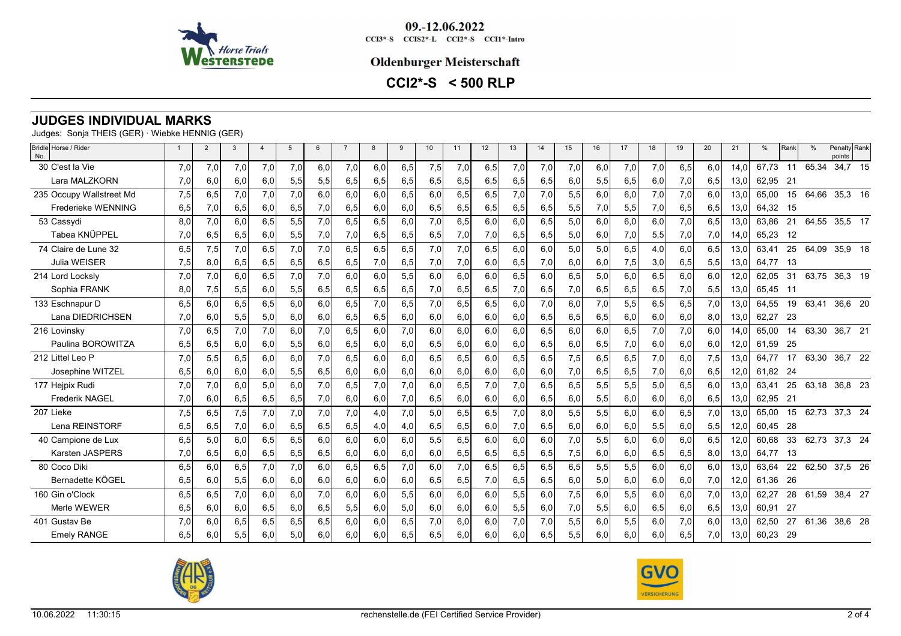09.-12.06.2022

CCI3*-S CCIS2*-L CCI2*-S CCI1*-Intro

**Oldenburger Meisterschaft**

## CCI2*-S < 500 RLP

## JUDGES INDIVIDUAL MARKS

Judges: Sonja THEIS (GER) · Wiebke HENNIG (GER)

| Bridle No. | Horse / Rider | 1 | 2 | 3 | 4 | 5 | 6 | 7 | 8 | 9 | 10 | 11 | 12 | 13 | 14 | 15 | 16 | 17 | 18 | 19 | 20 | 21 | % | Rank | % | Penalty points | Rank |
|---|---|---|---|---|---|---|---|---|---|---|---|---|---|---|---|---|---|---|---|---|---|---|---|---|---|---|---|
| 30 | C'est la Vie | 7,0 | 7,0 | 7,0 | 7,0 | 7,0 | 6,0 | 7,0 | 6,0 | 6,5 | 7,5 | 7,0 | 6,5 | 7,0 | 7,0 | 7,0 | 6,0 | 7,0 | 7,0 | 6,5 | 6,0 | 14,0 | 67,73 | 11 | 65,34 | 34,7 | 15 |
| | Lara MALZKORN | 7,0 | 6,0 | 6,0 | 6,0 | 5,5 | 5,5 | 6,5 | 6,5 | 6,5 | 6,5 | 6,5 | 6,5 | 6,5 | 6,5 | 6,0 | 5,5 | 6,5 | 6,0 | 7,0 | 6,5 | 13,0 | 62,95 | 21 | | | |
| 235 | Occupy Wallstreet Md | 7,5 | 6,5 | 7,0 | 7,0 | 7,0 | 6,0 | 6,0 | 6,0 | 6,5 | 6,0 | 6,5 | 6,5 | 7,0 | 7,0 | 5,5 | 6,0 | 6,0 | 7,0 | 7,0 | 6,0 | 13,0 | 65,00 | 15 | 64,66 | 35,3 | 16 |
| | Frederieke WENNING | 6,5 | 7,0 | 6,5 | 6,0 | 6,5 | 7,0 | 6,5 | 6,0 | 6,0 | 6,5 | 6,5 | 6,5 | 6,5 | 6,5 | 5,5 | 7,0 | 5,5 | 7,0 | 6,5 | 6,5 | 13,0 | 64,32 | 15 | | | |
| 53 | Cassydi | 8,0 | 7,0 | 6,0 | 6,5 | 5,5 | 7,0 | 6,5 | 6,5 | 6,0 | 7,0 | 6,5 | 6,0 | 6,0 | 6,5 | 5,0 | 6,0 | 6,0 | 6,0 | 7,0 | 6,5 | 13,0 | 63,86 | 21 | 64,55 | 35,5 | 17 |
| | Tabea KNÜPPEL | 7,0 | 6,5 | 6,5 | 6,0 | 5,5 | 7,0 | 7,0 | 6,5 | 6,5 | 6,5 | 7,0 | 7,0 | 6,5 | 6,5 | 5,0 | 6,0 | 7,0 | 5,5 | 7,0 | 7,0 | 14,0 | 65,23 | 12 | | | |
| 74 | Claire de Lune 32 | 6,5 | 7,5 | 7,0 | 6,5 | 7,0 | 7,0 | 6,5 | 6,5 | 6,5 | 7,0 | 7,0 | 6,5 | 6,0 | 6,0 | 5,0 | 5,0 | 6,5 | 4,0 | 6,0 | 6,5 | 13,0 | 63,41 | 25 | 64,09 | 35,9 | 18 |
| | Julia WEISER | 7,5 | 8,0 | 6,5 | 6,5 | 6,5 | 6,5 | 6,5 | 7,0 | 6,5 | 7,0 | 7,0 | 6,0 | 6,5 | 7,0 | 6,0 | 6,0 | 7,5 | 3,0 | 6,5 | 5,5 | 13,0 | 64,77 | 13 | | | |
| 214 | Lord Locksly | 7,0 | 7,0 | 6,0 | 6,5 | 7,0 | 7,0 | 6,0 | 6,0 | 5,5 | 6,0 | 6,0 | 6,0 | 6,5 | 6,0 | 6,5 | 5,0 | 6,0 | 6,5 | 6,0 | 6,0 | 12,0 | 62,05 | 31 | 63,75 | 36,3 | 19 |
| | Sophia FRANK | 8,0 | 7,5 | 5,5 | 6,0 | 5,5 | 6,5 | 6,5 | 6,5 | 6,5 | 7,0 | 6,5 | 6,5 | 7,0 | 6,5 | 7,0 | 6,5 | 6,5 | 6,5 | 7,0 | 5,5 | 13,0 | 65,45 | 11 | | | |
| 133 | Eschnapur D | 6,5 | 6,0 | 6,5 | 6,5 | 6,0 | 6,0 | 6,5 | 7,0 | 6,5 | 7,0 | 6,5 | 6,5 | 6,0 | 7,0 | 6,0 | 7,0 | 5,5 | 6,5 | 6,5 | 7,0 | 13,0 | 64,55 | 19 | 63,41 | 36,6 | 20 |
| | Lana DIEDRICHSEN | 7,0 | 6,0 | 5,5 | 5,0 | 6,0 | 6,0 | 6,5 | 6,5 | 6,0 | 6,0 | 6,0 | 6,0 | 6,0 | 6,5 | 6,5 | 6,5 | 6,0 | 6,0 | 6,0 | 8,0 | 13,0 | 62,27 | 23 | | | |
| 216 | Lovinsky | 7,0 | 6,5 | 7,0 | 7,0 | 6,0 | 7,0 | 6,5 | 6,0 | 7,0 | 6,0 | 6,0 | 6,0 | 6,0 | 6,5 | 6,0 | 6,0 | 6,5 | 7,0 | 7,0 | 6,0 | 14,0 | 65,00 | 14 | 63,30 | 36,7 | 21 |
| | Paulina BOROWITZA | 6,5 | 6,5 | 6,0 | 6,0 | 5,5 | 6,0 | 6,5 | 6,0 | 6,0 | 6,5 | 6,0 | 6,0 | 6,0 | 6,5 | 6,0 | 6,5 | 7,0 | 6,0 | 6,0 | 6,0 | 12,0 | 61,59 | 25 | | | |
| 212 | Littel Leo P | 7,0 | 5,5 | 6,5 | 6,0 | 6,0 | 7,0 | 6,5 | 6,0 | 6,0 | 6,5 | 6,5 | 6,0 | 6,5 | 6,5 | 7,5 | 6,5 | 6,5 | 7,0 | 6,0 | 7,5 | 13,0 | 64,77 | 17 | 63,30 | 36,7 | 22 |
| | Josephine WITZEL | 6,5 | 6,0 | 6,0 | 6,0 | 5,5 | 6,5 | 6,0 | 6,0 | 6,0 | 6,0 | 6,0 | 6,0 | 6,0 | 6,0 | 7,0 | 6,5 | 6,5 | 7,0 | 6,0 | 6,5 | 12,0 | 61,82 | 24 | | | |
| 177 | Hejpix Rudi | 7,0 | 7,0 | 6,0 | 5,0 | 6,0 | 7,0 | 6,5 | 7,0 | 7,0 | 6,0 | 6,5 | 7,0 | 7,0 | 6,5 | 6,5 | 5,5 | 5,5 | 5,0 | 6,5 | 6,0 | 13,0 | 63,41 | 25 | 63,18 | 36,8 | 23 |
| | Frederik NAGEL | 7,0 | 6,0 | 6,5 | 6,5 | 6,5 | 7,0 | 6,0 | 6,0 | 7,0 | 6,5 | 6,0 | 6,0 | 6,0 | 6,5 | 6,0 | 5,5 | 6,0 | 6,0 | 6,0 | 6,5 | 13,0 | 62,95 | 21 | | | |
| 207 | Lieke | 7,5 | 6,5 | 7,5 | 7,0 | 7,0 | 7,0 | 7,0 | 4,0 | 7,0 | 5,0 | 6,5 | 6,5 | 7,0 | 8,0 | 5,5 | 5,5 | 6,0 | 6,0 | 6,5 | 7,0 | 13,0 | 65,00 | 15 | 62,73 | 37,3 | 24 |
| | Lena REINSTORF | 6,5 | 6,5 | 7,0 | 6,0 | 6,5 | 6,5 | 6,5 | 4,0 | 4,0 | 6,5 | 6,5 | 6,0 | 7,0 | 6,5 | 6,0 | 6,0 | 6,0 | 5,5 | 6,0 | 5,5 | 12,0 | 60,45 | 28 | | | |
| 40 | Campione de Lux | 6,5 | 5,0 | 6,0 | 6,5 | 6,5 | 6,0 | 6,0 | 6,0 | 6,0 | 5,5 | 6,5 | 6,0 | 6,0 | 6,0 | 7,0 | 5,5 | 6,0 | 6,0 | 6,0 | 6,5 | 12,0 | 60,68 | 33 | 62,73 | 37,3 | 24 |
| | Karsten JASPERS | 7,0 | 6,5 | 6,0 | 6,5 | 6,5 | 6,5 | 6,0 | 6,0 | 6,0 | 6,0 | 6,5 | 6,5 | 6,5 | 6,5 | 7,5 | 6,0 | 6,0 | 6,5 | 6,5 | 8,0 | 13,0 | 64,77 | 13 | | | |
| 80 | Coco Diki | 6,5 | 6,0 | 6,5 | 7,0 | 7,0 | 6,0 | 6,5 | 6,5 | 7,0 | 6,0 | 7,0 | 6,5 | 6,5 | 6,5 | 6,5 | 5,5 | 5,5 | 6,0 | 6,0 | 6,0 | 13,0 | 63,64 | 22 | 62,50 | 37,5 | 26 |
| | Bernadette KÖGEL | 6,5 | 6,0 | 5,5 | 6,0 | 6,0 | 6,0 | 6,0 | 6,0 | 6,0 | 6,5 | 6,5 | 7,0 | 6,5 | 6,5 | 6,0 | 5,0 | 6,0 | 6,0 | 6,0 | 7,0 | 12,0 | 61,36 | 26 | | | |
| 160 | Gin o'Clock | 6,5 | 6,5 | 7,0 | 6,0 | 6,0 | 7,0 | 6,0 | 6,0 | 5,5 | 6,0 | 6,0 | 6,0 | 5,5 | 6,0 | 7,5 | 6,0 | 5,5 | 6,0 | 6,0 | 7,0 | 13,0 | 62,27 | 28 | 61,59 | 38,4 | 27 |
| | Merle WEWER | 6,5 | 6,0 | 6,0 | 6,5 | 6,0 | 6,5 | 5,5 | 6,0 | 5,0 | 6,0 | 6,0 | 6,0 | 5,5 | 6,0 | 7,0 | 5,5 | 6,0 | 6,5 | 6,0 | 6,5 | 13,0 | 60,91 | 27 | | | |
| 401 | Gustav Be | 7,0 | 6,0 | 6,5 | 6,5 | 6,5 | 6,5 | 6,0 | 6,0 | 6,5 | 7,0 | 6,0 | 6,0 | 7,0 | 7,0 | 5,5 | 6,0 | 5,5 | 6,0 | 7,0 | 6,0 | 13,0 | 62,50 | 27 | 61,36 | 38,6 | 28 |
| | Emely RANGE | 6,5 | 6,0 | 5,5 | 6,0 | 5,0 | 6,0 | 6,0 | 6,0 | 6,5 | 6,5 | 6,0 | 6,0 | 6,0 | 6,5 | 5,5 | 6,0 | 6,0 | 6,0 | 6,5 | 7,0 | 13,0 | 60,23 | 29 | | | |

10.06.2022 11:30:15 rechenstelle.de (FEI Certified Service Provider)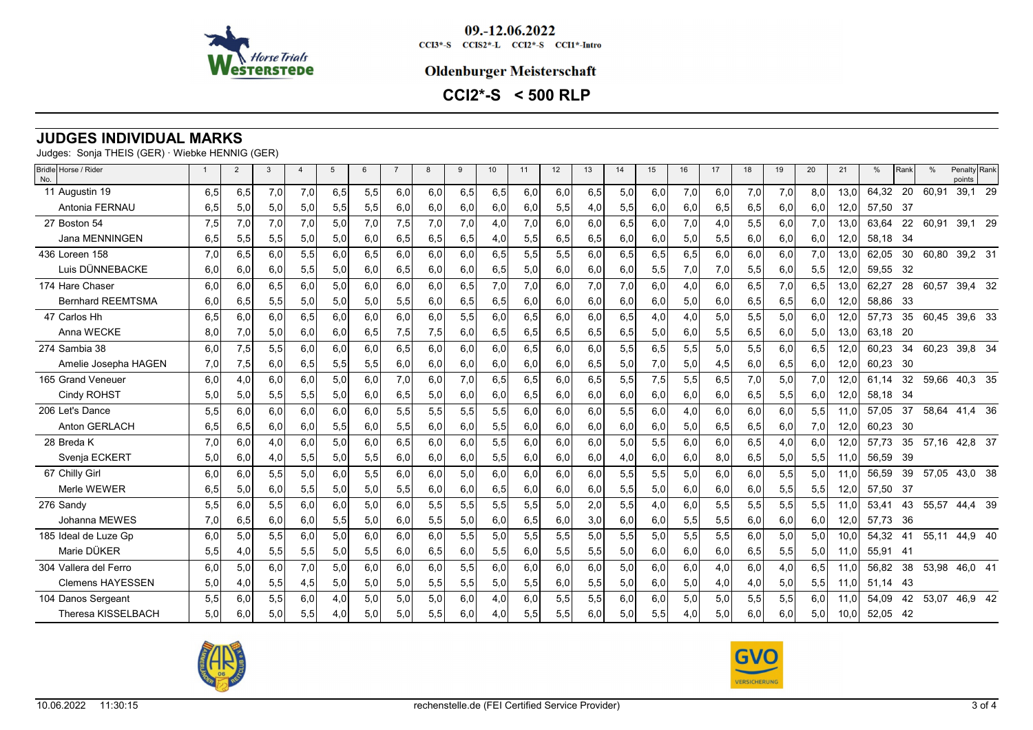09.-12.06.2022

CCI3*-S CCIS2*-L CCI2*-S CCI1*-Intro

**Oldenburger Meisterschaft**

## CCI2*-S < 500 RLP

# JUDGES INDIVIDUAL MARKS

Judges: Sonja THEIS (GER) · Wiebke HENNIG (GER)

| Bridle No. | Horse / Rider | 1 | 2 | 3 | 4 | 5 | 6 | 7 | 8 | 9 | 10 | 11 | 12 | 13 | 14 | 15 | 16 | 17 | 18 | 19 | 20 | 21 | % | Rank | % | Penalty points | Rank |
|---|---|---|---|---|---|---|---|---|---|---|---|---|---|---|---|---|---|---|---|---|---|---|---|---|---|---|---|
| 11 | Augustin 19 | 6,5 | 6,5 | 7,0 | 7,0 | 6,5 | 5,5 | 6,0 | 6,0 | 6,5 | 6,5 | 6,0 | 6,0 | 6,5 | 5,0 | 6,0 | 7,0 | 6,0 | 7,0 | 7,0 | 8,0 | 13,0 | 64,32 | 20 | 60,91 | 39,1 | 29 |
| | Antonia FERNAU | 6,5 | 5,0 | 5,0 | 5,0 | 5,5 | 5,5 | 6,0 | 6,0 | 6,0 | 6,0 | 6,0 | 5,5 | 4,0 | 5,5 | 6,0 | 6,0 | 6,5 | 6,5 | 6,0 | 6,0 | 12,0 | 57,50 | 37 | | | |
| 27 | Boston 54 | 7,5 | 7,0 | 7,0 | 7,0 | 5,0 | 7,0 | 7,5 | 7,0 | 7,0 | 4,0 | 7,0 | 6,0 | 6,0 | 6,5 | 6,0 | 7,0 | 4,0 | 5,5 | 6,0 | 7,0 | 13,0 | 63,64 | 22 | 60,91 | 39,1 | 29 |
| | Jana MENNINGEN | 6,5 | 5,5 | 5,5 | 5,0 | 5,0 | 6,0 | 6,5 | 6,5 | 6,5 | 4,0 | 5,5 | 6,5 | 6,5 | 6,0 | 6,0 | 5,0 | 5,5 | 6,0 | 6,0 | 6,0 | 12,0 | 58,18 | 34 | | | |
| 436 | Loreen 158 | 7,0 | 6,5 | 6,0 | 5,5 | 6,0 | 6,5 | 6,0 | 6,0 | 6,0 | 6,5 | 5,5 | 5,5 | 6,0 | 6,5 | 6,5 | 6,5 | 6,0 | 6,0 | 6,0 | 7,0 | 13,0 | 62,05 | 30 | 60,80 | 39,2 | 31 |
| | Luis DÜNNEBACKE | 6,0 | 6,0 | 6,0 | 5,5 | 5,0 | 6,0 | 6,5 | 6,0 | 6,0 | 6,5 | 5,0 | 6,0 | 6,0 | 6,0 | 5,5 | 7,0 | 7,0 | 5,5 | 6,0 | 5,5 | 12,0 | 59,55 | 32 | | | |
| 174 | Hare Chaser | 6,0 | 6,0 | 6,5 | 6,0 | 5,0 | 6,0 | 6,0 | 6,0 | 6,5 | 7,0 | 7,0 | 6,0 | 7,0 | 7,0 | 6,0 | 4,0 | 6,0 | 6,5 | 7,0 | 6,5 | 13,0 | 62,27 | 28 | 60,57 | 39,4 | 32 |
| | Bernhard REEMTSMA | 6,0 | 6,5 | 5,5 | 5,0 | 5,0 | 5,0 | 5,5 | 6,0 | 6,5 | 6,5 | 6,0 | 6,0 | 6,0 | 6,0 | 6,0 | 5,0 | 6,0 | 6,5 | 6,5 | 6,0 | 12,0 | 58,86 | 33 | | | |
| 47 | Carlos Hh | 6,5 | 6,0 | 6,0 | 6,5 | 6,0 | 6,0 | 6,0 | 6,0 | 5,5 | 6,0 | 6,5 | 6,0 | 6,0 | 6,5 | 4,0 | 4,0 | 5,0 | 5,5 | 5,0 | 6,0 | 12,0 | 57,73 | 35 | 60,45 | 39,6 | 33 |
| | Anna WECKE | 8,0 | 7,0 | 5,0 | 6,0 | 6,0 | 6,5 | 7,5 | 7,5 | 6,0 | 6,5 | 6,5 | 6,5 | 6,5 | 6,5 | 5,0 | 6,0 | 5,5 | 6,5 | 6,0 | 5,0 | 13,0 | 63,18 | 20 | | | |
| 274 | Sambia 38 | 6,0 | 7,5 | 5,5 | 6,0 | 6,0 | 6,0 | 6,5 | 6,0 | 6,0 | 6,0 | 6,5 | 6,0 | 6,0 | 5,5 | 6,5 | 5,5 | 5,0 | 5,5 | 6,0 | 6,5 | 12,0 | 60,23 | 34 | 60,23 | 39,8 | 34 |
| | Amelie Josepha HAGEN | 7,0 | 7,5 | 6,0 | 6,5 | 5,5 | 5,5 | 6,0 | 6,0 | 6,0 | 6,0 | 6,0 | 6,0 | 6,5 | 5,0 | 7,0 | 5,0 | 4,5 | 6,0 | 6,5 | 6,0 | 12,0 | 60,23 | 30 | | | |
| 165 | Grand Veneuer | 6,0 | 4,0 | 6,0 | 6,0 | 5,0 | 6,0 | 7,0 | 6,0 | 7,0 | 6,5 | 6,5 | 6,0 | 6,5 | 5,5 | 7,5 | 5,5 | 6,5 | 7,0 | 5,0 | 7,0 | 12,0 | 61,14 | 32 | 59,66 | 40,3 | 35 |
| | Cindy ROHST | 5,0 | 5,0 | 5,5 | 5,5 | 5,0 | 6,0 | 6,5 | 5,0 | 6,0 | 6,0 | 6,5 | 6,0 | 6,0 | 6,0 | 6,0 | 6,0 | 6,0 | 6,5 | 5,5 | 6,0 | 12,0 | 58,18 | 34 | | | |
| 206 | Let's Dance | 5,5 | 6,0 | 6,0 | 6,0 | 6,0 | 6,0 | 5,5 | 5,5 | 5,5 | 5,5 | 6,0 | 6,0 | 6,0 | 5,5 | 6,0 | 4,0 | 6,0 | 6,0 | 6,0 | 5,5 | 11,0 | 57,05 | 37 | 58,64 | 41,4 | 36 |
| | Anton GERLACH | 6,5 | 6,5 | 6,0 | 6,0 | 5,5 | 6,0 | 5,5 | 6,0 | 6,0 | 5,5 | 6,0 | 6,0 | 6,0 | 6,0 | 6,5 | 5,0 | 6,5 | 6,5 | 6,0 | 7,0 | 12,0 | 60,23 | 30 | | | |
| 28 | Breda K | 7,0 | 6,0 | 4,0 | 6,0 | 5,0 | 6,0 | 6,5 | 6,0 | 6,0 | 5,5 | 6,0 | 6,0 | 6,0 | 5,0 | 5,5 | 6,0 | 6,0 | 6,5 | 4,0 | 6,0 | 12,0 | 57,73 | 35 | 57,16 | 42,8 | 37 |
| | Svenja ECKERT | 5,0 | 6,0 | 4,0 | 5,5 | 5,0 | 5,5 | 6,0 | 6,0 | 6,0 | 5,5 | 6,0 | 6,0 | 6,0 | 4,0 | 6,0 | 6,0 | 8,0 | 6,5 | 5,0 | 5,5 | 11,0 | 56,59 | 39 | | | |
| 67 | Chilly Girl | 6,0 | 6,0 | 5,5 | 5,0 | 6,0 | 5,5 | 6,0 | 6,0 | 5,0 | 6,0 | 6,0 | 6,0 | 6,0 | 5,5 | 5,5 | 5,0 | 6,0 | 6,0 | 5,5 | 5,0 | 11,0 | 56,59 | 39 | 57,05 | 43,0 | 38 |
| | Merle WEWER | 6,5 | 5,0 | 6,0 | 5,5 | 5,0 | 5,0 | 5,5 | 6,0 | 6,0 | 6,5 | 6,0 | 6,0 | 6,0 | 5,5 | 5,0 | 6,0 | 6,0 | 6,0 | 5,5 | 5,5 | 12,0 | 57,50 | 37 | | | |
| 276 | Sandy | 5,5 | 6,0 | 5,5 | 6,0 | 6,0 | 5,0 | 6,0 | 5,5 | 5,5 | 5,5 | 5,5 | 5,0 | 2,0 | 5,5 | 4,0 | 6,0 | 5,5 | 5,5 | 5,5 | 5,5 | 11,0 | 53,41 | 43 | 55,57 | 44,4 | 39 |
| | Johanna MEWES | 7,0 | 6,5 | 6,0 | 6,0 | 5,5 | 5,0 | 6,0 | 5,5 | 5,0 | 6,0 | 6,5 | 6,0 | 3,0 | 6,0 | 6,0 | 5,5 | 5,5 | 6,0 | 6,0 | 6,0 | 12,0 | 57,73 | 36 | | | |
| 185 | Ideal de Luze Gp | 6,0 | 5,0 | 5,5 | 6,0 | 5,0 | 6,0 | 6,0 | 6,0 | 5,5 | 5,0 | 5,5 | 5,5 | 5,0 | 5,5 | 5,0 | 5,5 | 5,5 | 6,0 | 5,0 | 5,0 | 10,0 | 54,32 | 41 | 55,11 | 44,9 | 40 |
| | Marie DÜKER | 5,5 | 4,0 | 5,5 | 5,5 | 5,0 | 5,5 | 6,0 | 6,5 | 6,0 | 5,5 | 6,0 | 5,5 | 5,5 | 5,0 | 6,0 | 6,0 | 6,0 | 6,5 | 5,5 | 5,0 | 11,0 | 55,91 | 41 | | | |
| 304 | Vallera del Ferro | 6,0 | 5,0 | 6,0 | 7,0 | 5,0 | 6,0 | 6,0 | 6,0 | 5,5 | 6,0 | 6,0 | 6,0 | 6,0 | 5,0 | 6,0 | 6,0 | 4,0 | 6,0 | 4,0 | 6,5 | 11,0 | 56,82 | 38 | 53,98 | 46,0 | 41 |
| | Clemens HAYESSEN | 5,0 | 4,0 | 5,5 | 4,5 | 5,0 | 5,0 | 5,0 | 5,5 | 5,5 | 5,0 | 5,5 | 6,0 | 5,5 | 5,0 | 6,0 | 5,0 | 4,0 | 4,0 | 5,0 | 5,5 | 11,0 | 51,14 | 43 | | | |
| 104 | Danos Sergeant | 5,5 | 6,0 | 5,5 | 6,0 | 4,0 | 5,0 | 5,0 | 5,0 | 6,0 | 4,0 | 6,0 | 5,5 | 5,5 | 6,0 | 6,0 | 5,0 | 5,0 | 5,5 | 5,5 | 6,0 | 11,0 | 54,09 | 42 | 53,07 | 46,9 | 42 |
| | Theresa KISSELBACH | 5,0 | 6,0 | 5,0 | 5,5 | 4,0 | 5,0 | 5,0 | 5,5 | 6,0 | 4,0 | 5,5 | 5,5 | 6,0 | 5,0 | 5,5 | 4,0 | 5,0 | 6,0 | 6,0 | 5,0 | 10,0 | 52,05 | 42 | | | |

10.06.2022 11:30:15 rechenstelle.de (FEI Certified Service Provider)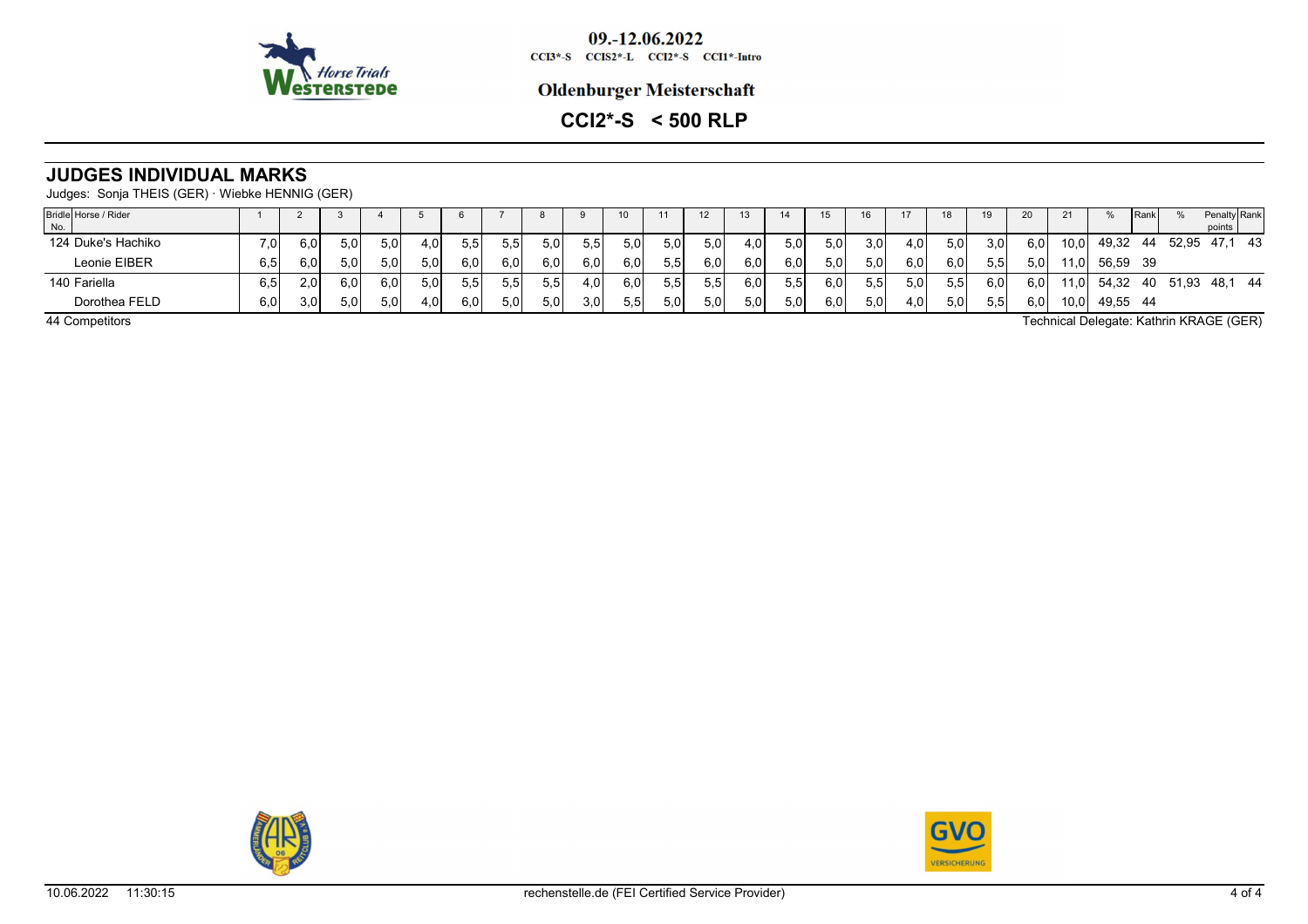09.-12.06.2022

CCI3*-S CCIS2*-L CCI2*-S CCI1*-Intro

Oldenburger Meisterschaft

# CCI2*-S < 500 RLP

## JUDGES INDIVIDUAL MARKS

Judges: Sonja THEIS (GER) · Wiebke HENNIG (GER)

| Bridle No. | Horse / Rider | 1 | 2 | 3 | 4 | 5 | 6 | 7 | 8 | 9 | 10 | 11 | 12 | 13 | 14 | 15 | 16 | 17 | 18 | 19 | 20 | 21 | % | Rank | % | Penalty points | Rank |
|---|---|---|---|---|---|---|---|---|---|---|---|---|---|---|---|---|---|---|---|---|---|---|---|---|---|---|---|
| 124 | Duke's Hachiko | 7,0 | 6,0 | 5,0 | 5,0 | 4,0 | 5,5 | 5,5 | 5,0 | 5,5 | 5,0 | 5,0 | 5,0 | 4,0 | 5,0 | 5,0 | 3,0 | 4,0 | 5,0 | 3,0 | 6,0 | 10,0 | 49,32 | 44 | 52,95 | 47,1 | 43 |
| | Leonie EIBER | 6,5 | 6,0 | 5,0 | 5,0 | 5,0 | 6,0 | 6,0 | 6,0 | 6,0 | 6,0 | 5,5 | 6,0 | 6,0 | 6,0 | 5,0 | 5,0 | 6,0 | 6,0 | 5,5 | 5,0 | 11,0 | 56,59 | 39 | | | |
| 140 | Fariella | 6,5 | 2,0 | 6,0 | 6,0 | 5,0 | 5,5 | 5,5 | 5,5 | 4,0 | 6,0 | 5,5 | 5,5 | 6,0 | 5,5 | 6,0 | 5,5 | 5,0 | 5,5 | 6,0 | 6,0 | 11,0 | 54,32 | 40 | 51,93 | 48,1 | 44 |
| | Dorothea FELD | 6,0 | 3,0 | 5,0 | 5,0 | 4,0 | 6,0 | 5,0 | 5,0 | 3,0 | 5,5 | 5,0 | 5,0 | 5,0 | 5,0 | 6,0 | 5,0 | 4,0 | 5,0 | 5,5 | 6,0 | 10,0 | 49,55 | 44 | | | |

44 Competitors

Technical Delegate: Kathrin KRAGE (GER)

10.06.2022 11:30:15 rechenstelle.de (FEI Certified Service Provider)